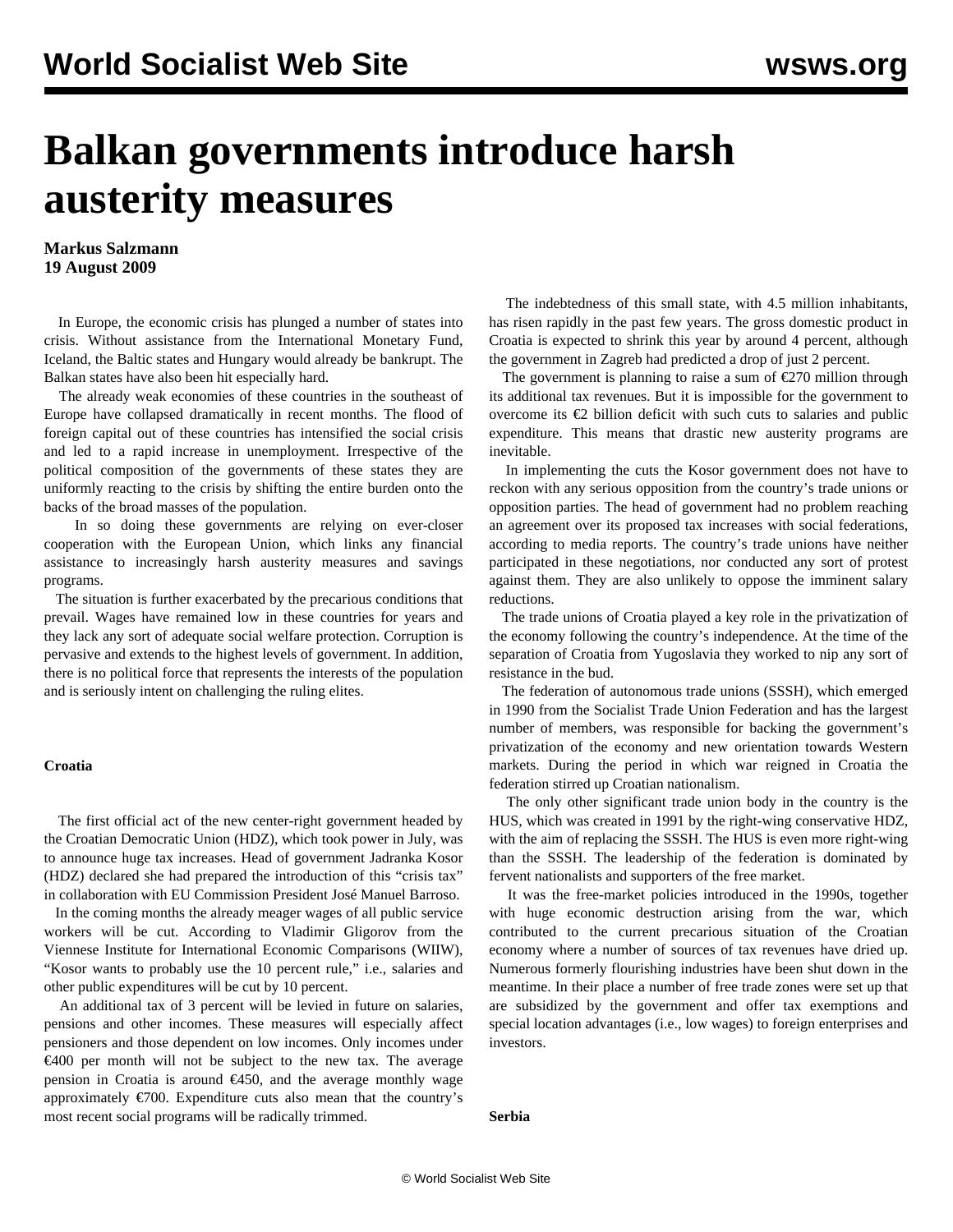# Balkan governments introduce harsh austerity measures

**Markus Salzmann**
**19 August 2009**

In Europe, the economic crisis has plunged a number of states into crisis. Without assistance from the International Monetary Fund, Iceland, the Baltic states and Hungary would already be bankrupt. The Balkan states have also been hit especially hard.

The already weak economies of these countries in the southeast of Europe have collapsed dramatically in recent months. The flood of foreign capital out of these countries has intensified the social crisis and led to a rapid increase in unemployment. Irrespective of the political composition of the governments of these states they are uniformly reacting to the crisis by shifting the entire burden onto the backs of the broad masses of the population.

In so doing these governments are relying on ever-closer cooperation with the European Union, which links any financial assistance to increasingly harsh austerity measures and savings programs.

The situation is further exacerbated by the precarious conditions that prevail. Wages have remained low in these countries for years and they lack any sort of adequate social welfare protection. Corruption is pervasive and extends to the highest levels of government. In addition, there is no political force that represents the interests of the population and is seriously intent on challenging the ruling elites.

**Croatia**

The first official act of the new center-right government headed by the Croatian Democratic Union (HDZ), which took power in July, was to announce huge tax increases. Head of government Jadranka Kosor (HDZ) declared she had prepared the introduction of this "crisis tax" in collaboration with EU Commission President José Manuel Barroso.

In the coming months the already meager wages of all public service workers will be cut. According to Vladimir Gligorov from the Viennese Institute for International Economic Comparisons (WIIW), "Kosor wants to probably use the 10 percent rule," i.e., salaries and other public expenditures will be cut by 10 percent.

An additional tax of 3 percent will be levied in future on salaries, pensions and other incomes. These measures will especially affect pensioners and those dependent on low incomes. Only incomes under €400 per month will not be subject to the new tax. The average pension in Croatia is around €450, and the average monthly wage approximately €700. Expenditure cuts also mean that the country's most recent social programs will be radically trimmed.

The indebtedness of this small state, with 4.5 million inhabitants, has risen rapidly in the past few years. The gross domestic product in Croatia is expected to shrink this year by around 4 percent, although the government in Zagreb had predicted a drop of just 2 percent.

The government is planning to raise a sum of €270 million through its additional tax revenues. But it is impossible for the government to overcome its €2 billion deficit with such cuts to salaries and public expenditure. This means that drastic new austerity programs are inevitable.

In implementing the cuts the Kosor government does not have to reckon with any serious opposition from the country's trade unions or opposition parties. The head of government had no problem reaching an agreement over its proposed tax increases with social federations, according to media reports. The country's trade unions have neither participated in these negotiations, nor conducted any sort of protest against them. They are also unlikely to oppose the imminent salary reductions.

The trade unions of Croatia played a key role in the privatization of the economy following the country's independence. At the time of the separation of Croatia from Yugoslavia they worked to nip any sort of resistance in the bud.

The federation of autonomous trade unions (SSSH), which emerged in 1990 from the Socialist Trade Union Federation and has the largest number of members, was responsible for backing the government's privatization of the economy and new orientation towards Western markets. During the period in which war reigned in Croatia the federation stirred up Croatian nationalism.

The only other significant trade union body in the country is the HUS, which was created in 1991 by the right-wing conservative HDZ, with the aim of replacing the SSSH. The HUS is even more right-wing than the SSSH. The leadership of the federation is dominated by fervent nationalists and supporters of the free market.

It was the free-market policies introduced in the 1990s, together with huge economic destruction arising from the war, which contributed to the current precarious situation of the Croatian economy where a number of sources of tax revenues have dried up. Numerous formerly flourishing industries have been shut down in the meantime. In their place a number of free trade zones were set up that are subsidized by the government and offer tax exemptions and special location advantages (i.e., low wages) to foreign enterprises and investors.

**Serbia**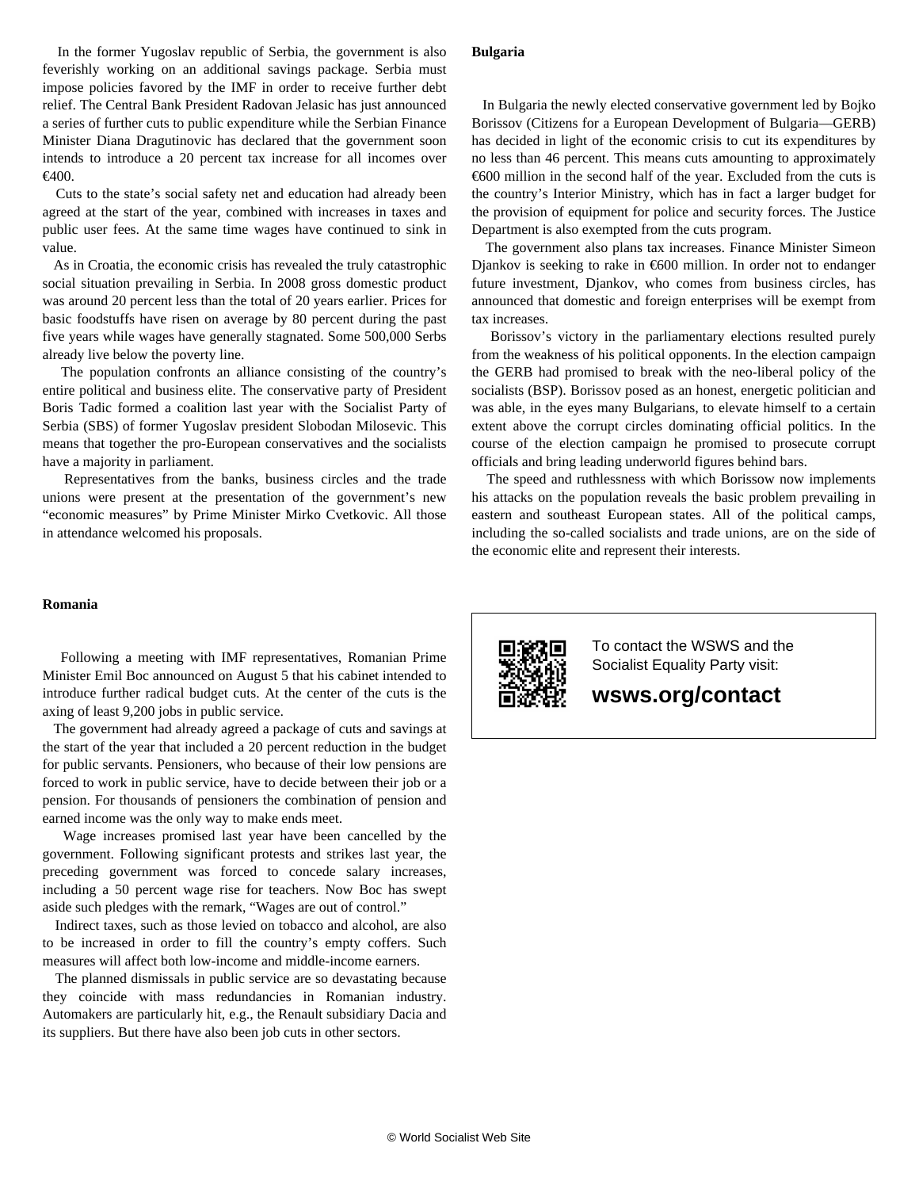In the former Yugoslav republic of Serbia, the government is also feverishly working on an additional savings package. Serbia must impose policies favored by the IMF in order to receive further debt relief. The Central Bank President Radovan Jelasic has just announced a series of further cuts to public expenditure while the Serbian Finance Minister Diana Dragutinovic has declared that the government soon intends to introduce a 20 percent tax increase for all incomes over €400.

Cuts to the state's social safety net and education had already been agreed at the start of the year, combined with increases in taxes and public user fees. At the same time wages have continued to sink in value.

As in Croatia, the economic crisis has revealed the truly catastrophic social situation prevailing in Serbia. In 2008 gross domestic product was around 20 percent less than the total of 20 years earlier. Prices for basic foodstuffs have risen on average by 80 percent during the past five years while wages have generally stagnated. Some 500,000 Serbs already live below the poverty line.

The population confronts an alliance consisting of the country's entire political and business elite. The conservative party of President Boris Tadic formed a coalition last year with the Socialist Party of Serbia (SBS) of former Yugoslav president Slobodan Milosevic. This means that together the pro-European conservatives and the socialists have a majority in parliament.

Representatives from the banks, business circles and the trade unions were present at the presentation of the government's new "economic measures" by Prime Minister Mirko Cvetkovic. All those in attendance welcomed his proposals.

**Romania**

Following a meeting with IMF representatives, Romanian Prime Minister Emil Boc announced on August 5 that his cabinet intended to introduce further radical budget cuts. At the center of the cuts is the axing of least 9,200 jobs in public service.

The government had already agreed a package of cuts and savings at the start of the year that included a 20 percent reduction in the budget for public servants. Pensioners, who because of their low pensions are forced to work in public service, have to decide between their job or a pension. For thousands of pensioners the combination of pension and earned income was the only way to make ends meet.

Wage increases promised last year have been cancelled by the government. Following significant protests and strikes last year, the preceding government was forced to concede salary increases, including a 50 percent wage rise for teachers. Now Boc has swept aside such pledges with the remark, "Wages are out of control."

Indirect taxes, such as those levied on tobacco and alcohol, are also to be increased in order to fill the country's empty coffers. Such measures will affect both low-income and middle-income earners.

The planned dismissals in public service are so devastating because they coincide with mass redundancies in Romanian industry. Automakers are particularly hit, e.g., the Renault subsidiary Dacia and its suppliers. But there have also been job cuts in other sectors.

**Bulgaria**

In Bulgaria the newly elected conservative government led by Bojko Borissov (Citizens for a European Development of Bulgaria—GERB) has decided in light of the economic crisis to cut its expenditures by no less than 46 percent. This means cuts amounting to approximately €600 million in the second half of the year. Excluded from the cuts is the country's Interior Ministry, which has in fact a larger budget for the provision of equipment for police and security forces. The Justice Department is also exempted from the cuts program.

The government also plans tax increases. Finance Minister Simeon Djankov is seeking to rake in €600 million. In order not to endanger future investment, Djankov, who comes from business circles, has announced that domestic and foreign enterprises will be exempt from tax increases.

Borissov's victory in the parliamentary elections resulted purely from the weakness of his political opponents. In the election campaign the GERB had promised to break with the neo-liberal policy of the socialists (BSP). Borissov posed as an honest, energetic politician and was able, in the eyes many Bulgarians, to elevate himself to a certain extent above the corrupt circles dominating official politics. In the course of the election campaign he promised to prosecute corrupt officials and bring leading underworld figures behind bars.

The speed and ruthlessness with which Borissow now implements his attacks on the population reveals the basic problem prevailing in eastern and southeast European states. All of the political camps, including the so-called socialists and trade unions, are on the side of the economic elite and represent their interests.

To contact the WSWS and the Socialist Equality Party visit:

**wsws.org/contact**